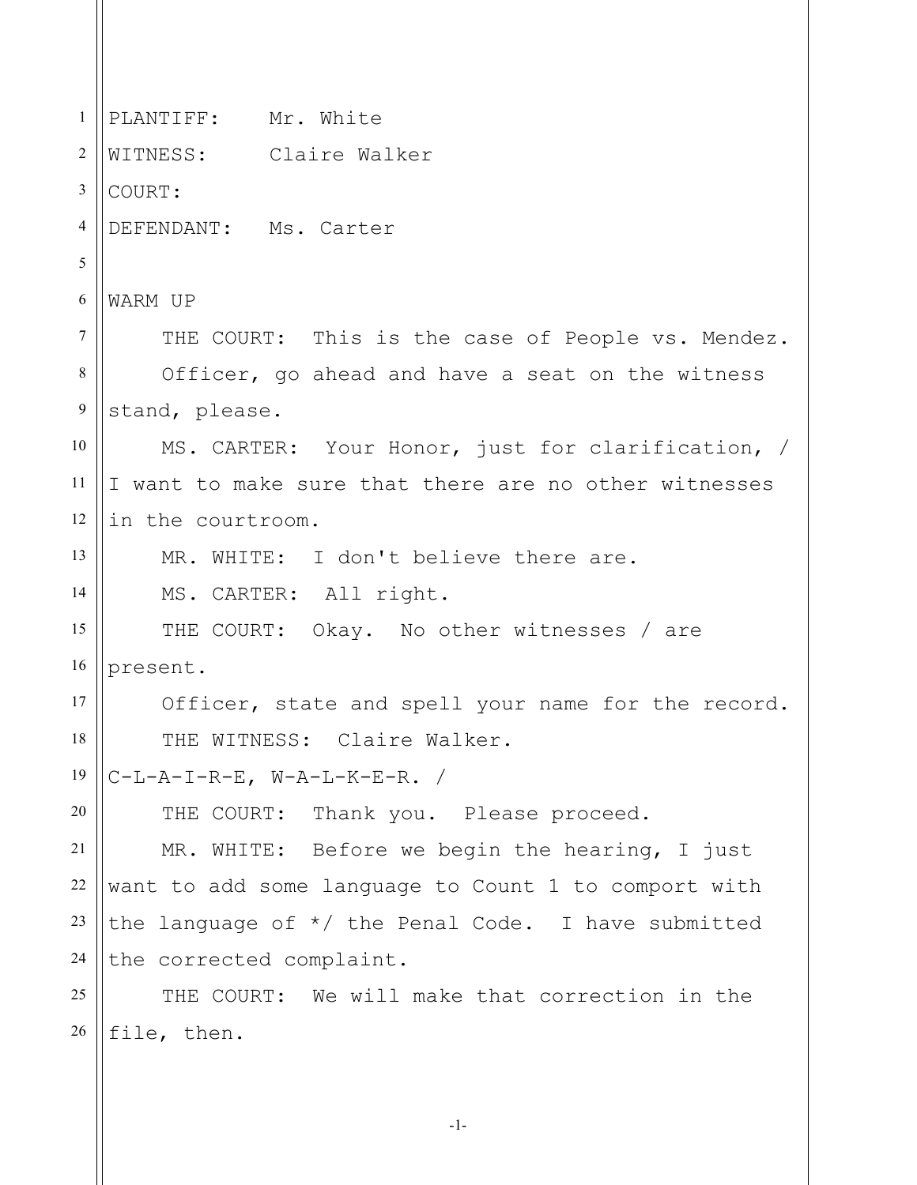PLANTIFF: Mr. White

WITNESS: Claire Walker

COURT:

DEFENDANT: Ms. Carter

WARM UP

THE COURT: This is the case of People vs. Mendez.

Officer, go ahead and have a seat on the witness stand, please.

MS. CARTER: Your Honor, just for clarification, / I want to make sure that there are no other witnesses in the courtroom.

MR. WHITE: I don't believe there are.

MS. CARTER: All right.

THE COURT: Okay. No other witnesses / are present.

Officer, state and spell your name for the record.

THE WITNESS: Claire Walker.
C-L-A-I-R-E, W-A-L-K-E-R. /

THE COURT: Thank you. Please proceed.

MR. WHITE: Before we begin the hearing, I just want to add some language to Count 1 to comport with the language of */ the Penal Code. I have submitted the corrected complaint.

THE COURT: We will make that correction in the file, then.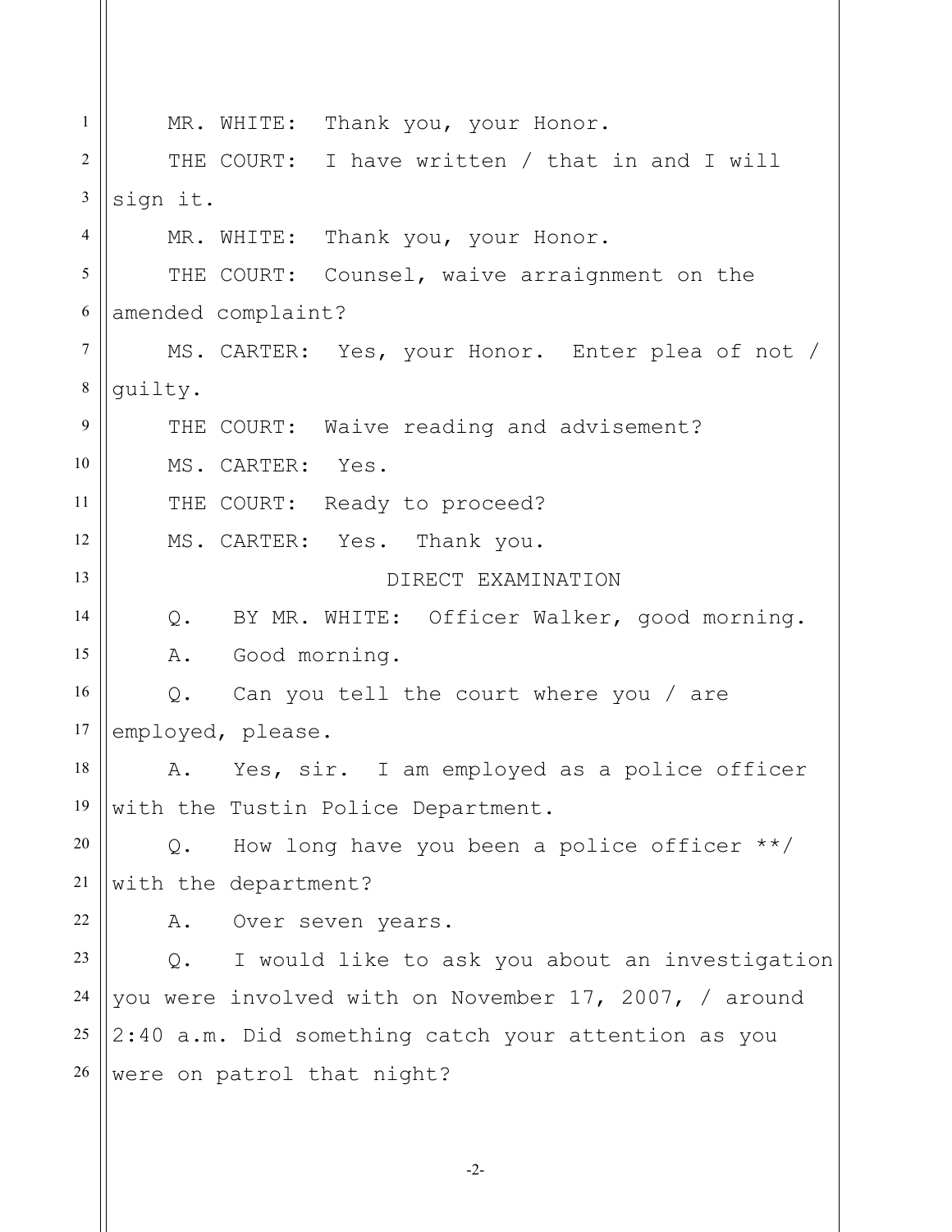MR. WHITE: Thank you, your Honor.

THE COURT: I have written / that in and I will sign it.

MR. WHITE: Thank you, your Honor.

THE COURT: Counsel, waive arraignment on the amended complaint?

MS. CARTER: Yes, your Honor. Enter plea of not / guilty.

THE COURT: Waive reading and advisement?

MS. CARTER: Yes.

THE COURT: Ready to proceed?

MS. CARTER: Yes. Thank you.

DIRECT EXAMINATION

Q. BY MR. WHITE: Officer Walker, good morning.

A. Good morning.

Q. Can you tell the court where you / are employed, please.

A. Yes, sir. I am employed as a police officer with the Tustin Police Department.

Q. How long have you been a police officer **/ with the department?

A. Over seven years.

Q. I would like to ask you about an investigation you were involved with on November 17, 2007, / around 2:40 a.m. Did something catch your attention as you were on patrol that night?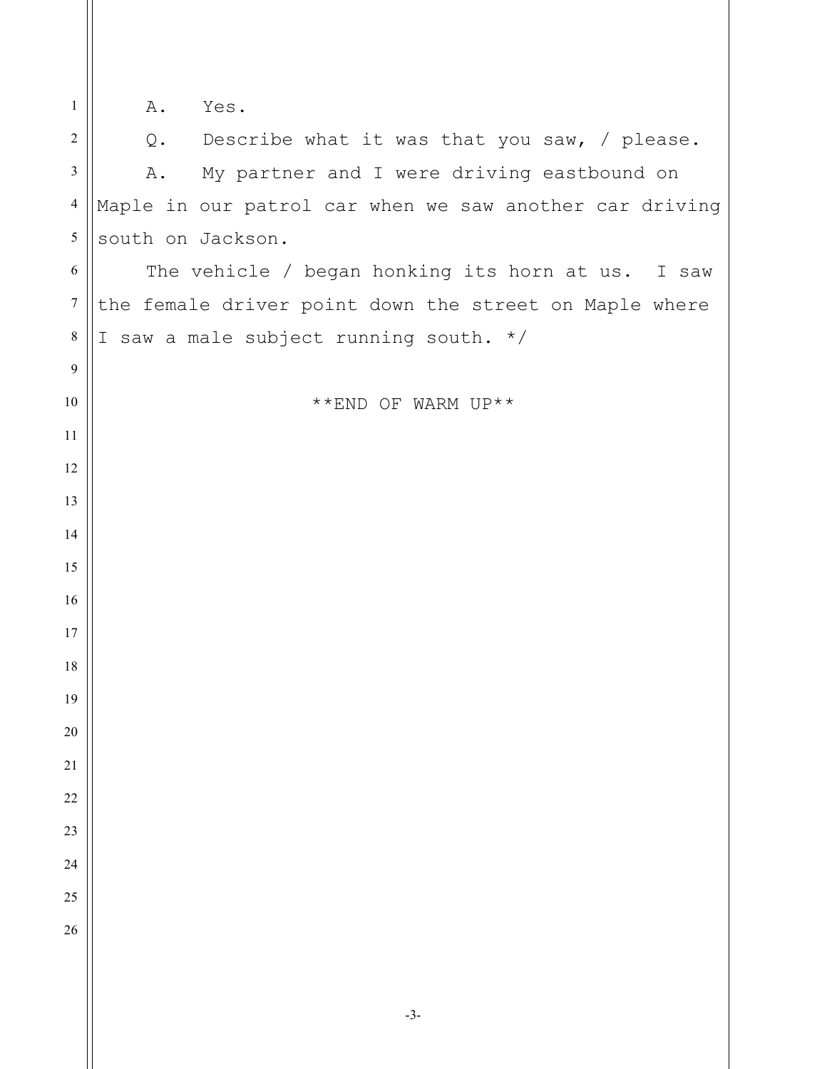A. Yes.

Q. Describe what it was that you saw, / please.

A. My partner and I were driving eastbound on Maple in our patrol car when we saw another car driving south on Jackson.

The vehicle / began honking its horn at us. I saw the female driver point down the street on Maple where I saw a male subject running south. */

**END OF WARM UP**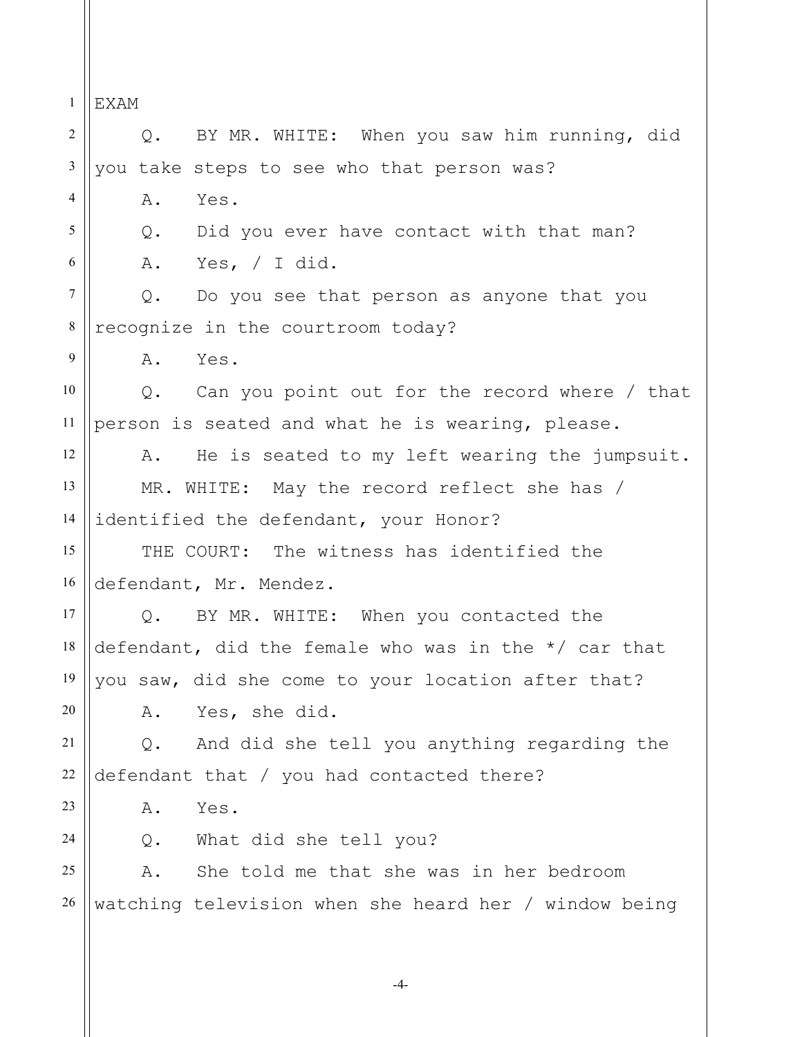EXAM

Q. BY MR. WHITE: When you saw him running, did you take steps to see who that person was?

A. Yes.

Q. Did you ever have contact with that man?

A. Yes, / I did.

Q. Do you see that person as anyone that you recognize in the courtroom today?

A. Yes.

Q. Can you point out for the record where / that person is seated and what he is wearing, please.

A. He is seated to my left wearing the jumpsuit.

MR. WHITE: May the record reflect she has / identified the defendant, your Honor?

THE COURT: The witness has identified the defendant, Mr. Mendez.

Q. BY MR. WHITE: When you contacted the defendant, did the female who was in the */ car that you saw, did she come to your location after that?

A. Yes, she did.

Q. And did she tell you anything regarding the defendant that / you had contacted there?

A. Yes.

Q. What did she tell you?

A. She told me that she was in her bedroom watching television when she heard her / window being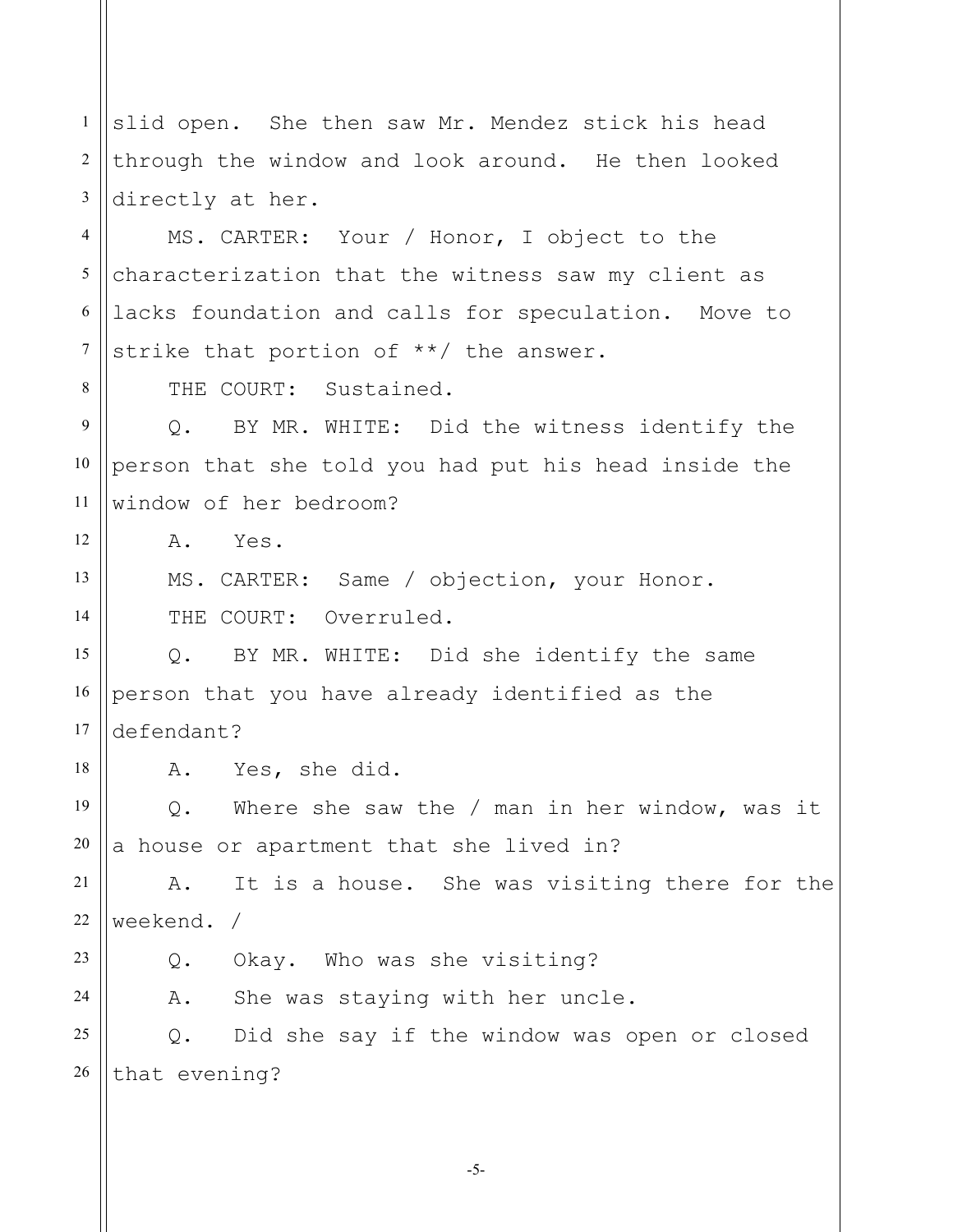slid open. She then saw Mr. Mendez stick his head through the window and look around. He then looked directly at her.

MS. CARTER: Your / Honor, I object to the characterization that the witness saw my client as lacks foundation and calls for speculation. Move to strike that portion of **/ the answer.

THE COURT: Sustained.

Q. BY MR. WHITE: Did the witness identify the person that she told you had put his head inside the window of her bedroom?

A. Yes.

MS. CARTER: Same / objection, your Honor.

THE COURT: Overruled.

Q. BY MR. WHITE: Did she identify the same person that you have already identified as the defendant?

A. Yes, she did.

Q. Where she saw the / man in her window, was it a house or apartment that she lived in?

A. It is a house. She was visiting there for the weekend. /

Q. Okay. Who was she visiting?

A. She was staying with her uncle.

Q. Did she say if the window was open or closed that evening?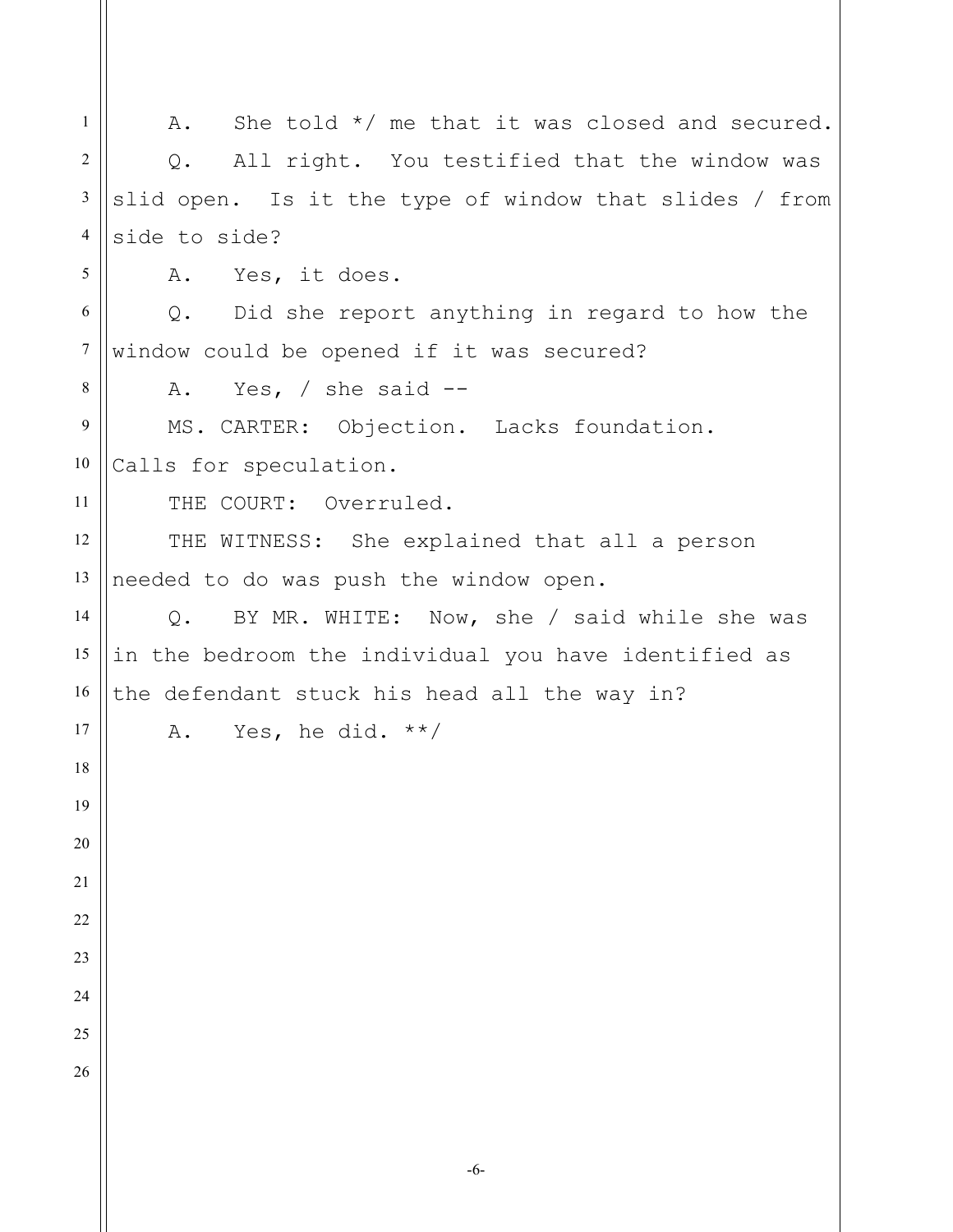A. She told */ me that it was closed and secured.

Q. All right. You testified that the window was slid open. Is it the type of window that slides / from side to side?

A. Yes, it does.

Q. Did she report anything in regard to how the window could be opened if it was secured?

A. Yes, / she said --

MS. CARTER: Objection. Lacks foundation. Calls for speculation.

THE COURT: Overruled.

THE WITNESS: She explained that all a person needed to do was push the window open.

Q. BY MR. WHITE: Now, she / said while she was in the bedroom the individual you have identified as the defendant stuck his head all the way in?

A. Yes, he did. **/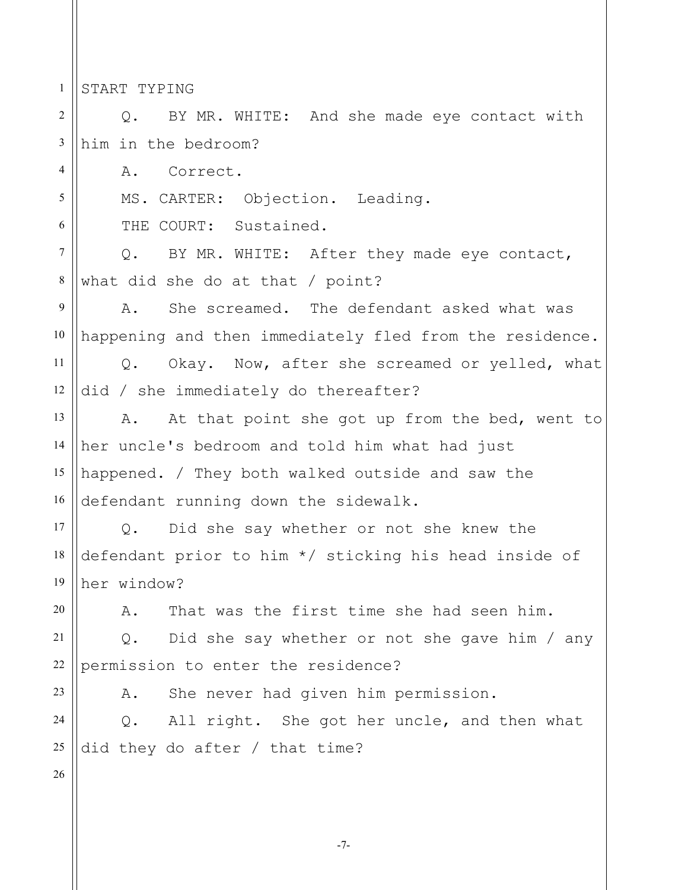START TYPING

Q. BY MR. WHITE: And she made eye contact with him in the bedroom?

A. Correct.

MS. CARTER: Objection. Leading.

THE COURT: Sustained.

Q. BY MR. WHITE: After they made eye contact, what did she do at that / point?

A. She screamed. The defendant asked what was happening and then immediately fled from the residence.

Q. Okay. Now, after she screamed or yelled, what did / she immediately do thereafter?

A. At that point she got up from the bed, went to her uncle's bedroom and told him what had just happened. / They both walked outside and saw the defendant running down the sidewalk.

Q. Did she say whether or not she knew the defendant prior to him */ sticking his head inside of her window?

A. That was the first time she had seen him.

Q. Did she say whether or not she gave him / any permission to enter the residence?

A. She never had given him permission.

Q. All right. She got her uncle, and then what did they do after / that time?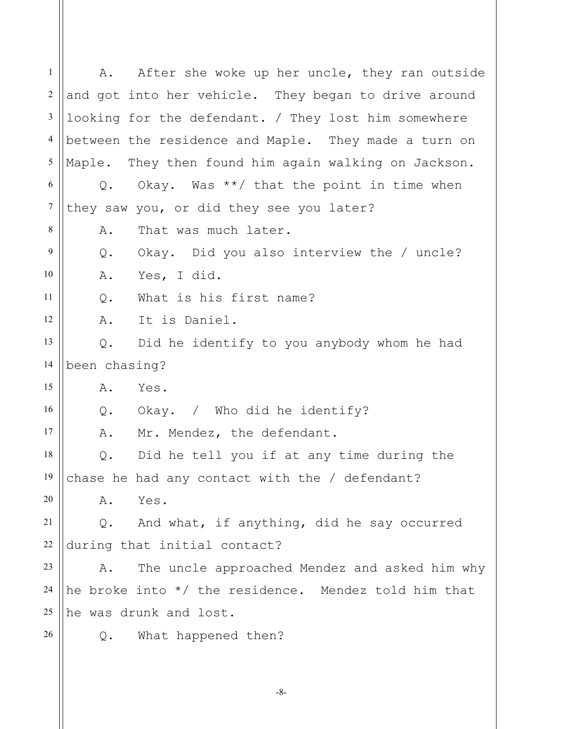A. After she woke up her uncle, they ran outside and got into her vehicle. They began to drive around looking for the defendant. / They lost him somewhere between the residence and Maple. They made a turn on Maple. They then found him again walking on Jackson.

Q. Okay. Was **/ that the point in time when they saw you, or did they see you later?

A. That was much later.

Q. Okay. Did you also interview the / uncle?

A. Yes, I did.

Q. What is his first name?

A. It is Daniel.

Q. Did he identify to you anybody whom he had been chasing?

A. Yes.

Q. Okay. / Who did he identify?

A. Mr. Mendez, the defendant.

Q. Did he tell you if at any time during the chase he had any contact with the / defendant?

A. Yes.

Q. And what, if anything, did he say occurred during that initial contact?

A. The uncle approached Mendez and asked him why he broke into */ the residence. Mendez told him that he was drunk and lost.

Q. What happened then?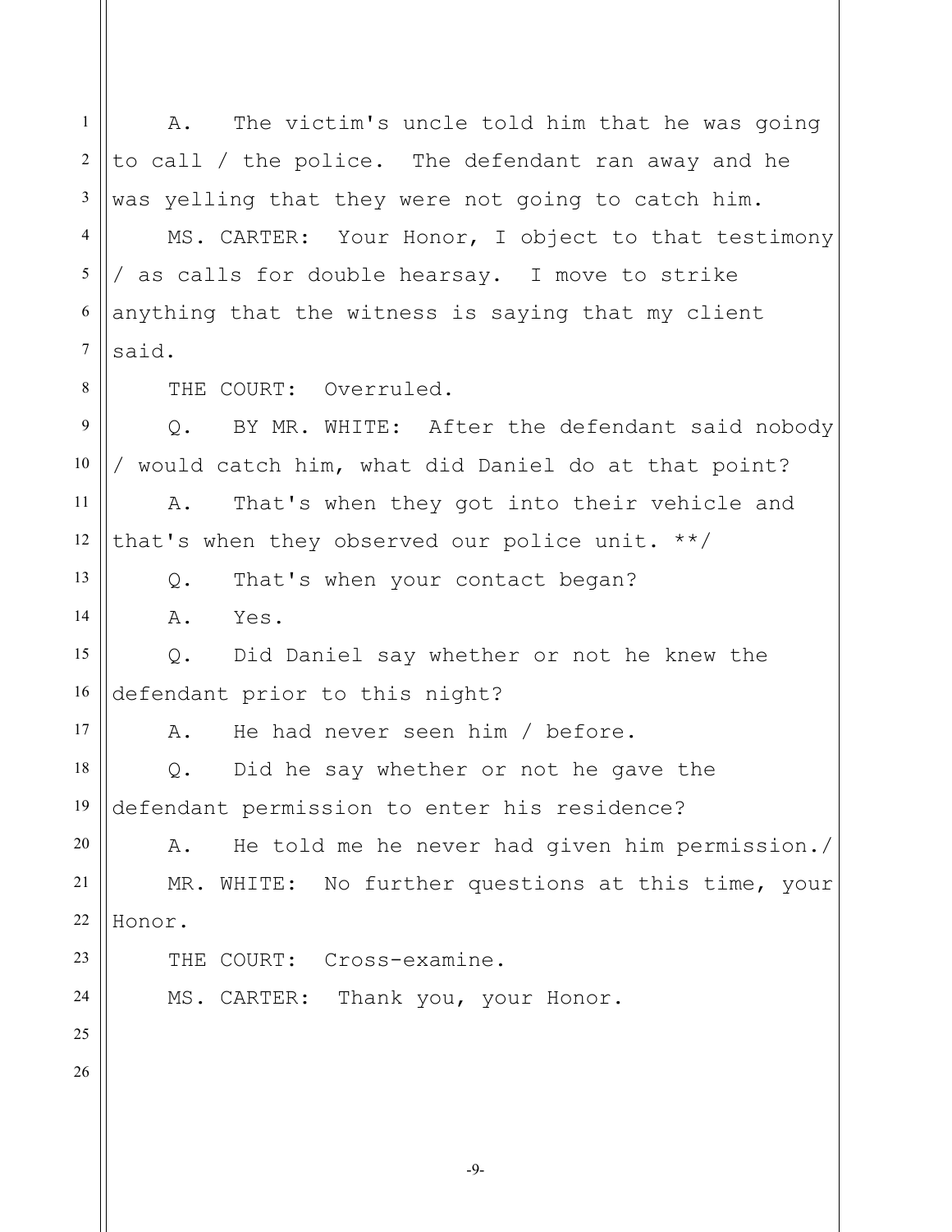A. The victim's uncle told him that he was going to call / the police. The defendant ran away and he was yelling that they were not going to catch him.

MS. CARTER: Your Honor, I object to that testimony / as calls for double hearsay. I move to strike anything that the witness is saying that my client said.

THE COURT: Overruled.

Q. BY MR. WHITE: After the defendant said nobody / would catch him, what did Daniel do at that point?

A. That's when they got into their vehicle and that's when they observed our police unit. **/

Q. That's when your contact began?

A. Yes.

Q. Did Daniel say whether or not he knew the defendant prior to this night?

A. He had never seen him / before.

Q. Did he say whether or not he gave the defendant permission to enter his residence?

A. He told me he never had given him permission./

MR. WHITE: No further questions at this time, your Honor.

THE COURT: Cross-examine.

MS. CARTER: Thank you, your Honor.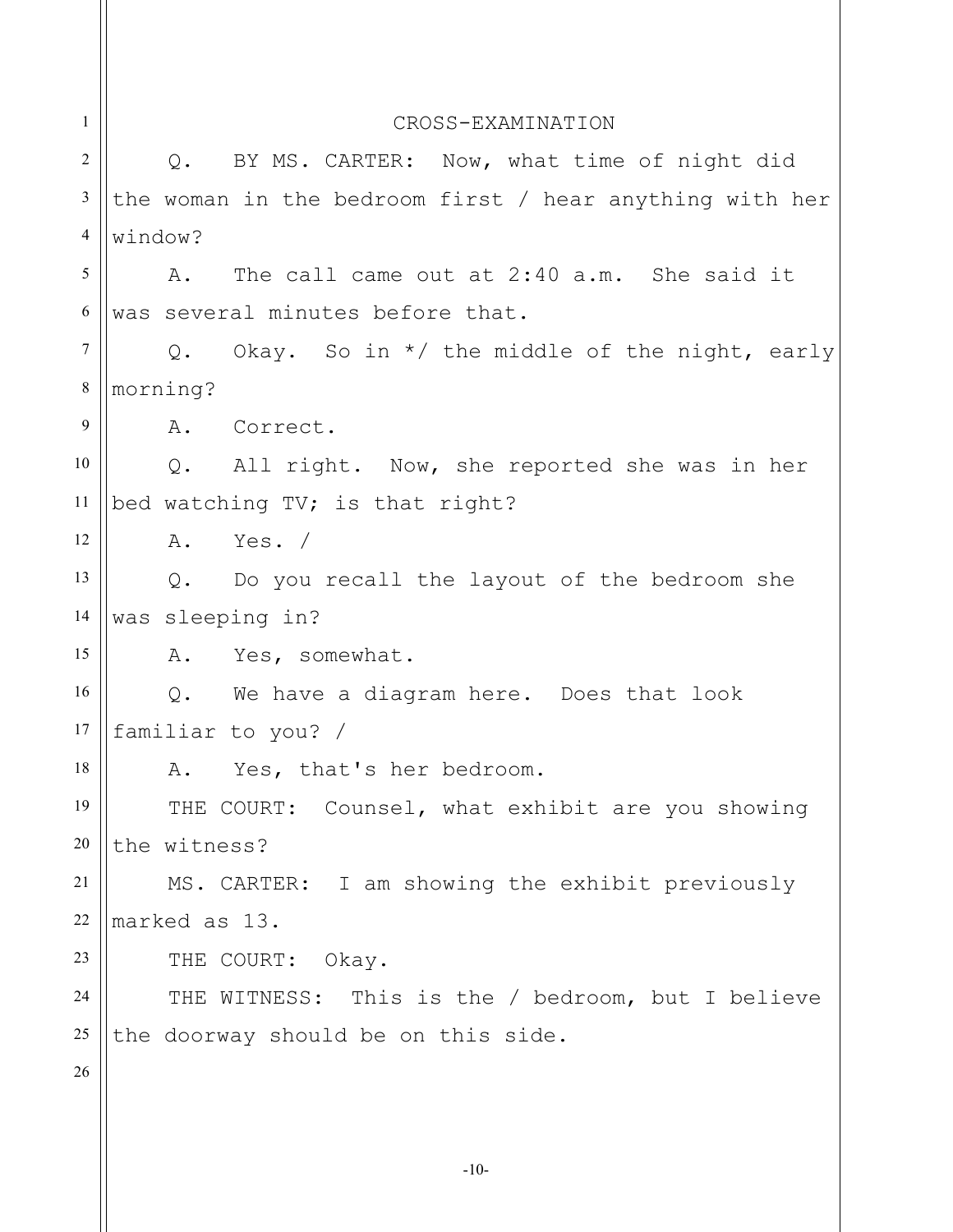CROSS-EXAMINATION

Q. BY MS. CARTER: Now, what time of night did the woman in the bedroom first / hear anything with her window?

A. The call came out at 2:40 a.m. She said it was several minutes before that.

Q. Okay. So in */ the middle of the night, early morning?

A. Correct.

Q. All right. Now, she reported she was in her bed watching TV; is that right?

A. Yes. /

Q. Do you recall the layout of the bedroom she was sleeping in?

A. Yes, somewhat.

Q. We have a diagram here. Does that look familiar to you? /

A. Yes, that's her bedroom.

THE COURT: Counsel, what exhibit are you showing the witness?

MS. CARTER: I am showing the exhibit previously marked as 13.

THE COURT: Okay.

THE WITNESS: This is the / bedroom, but I believe the doorway should be on this side.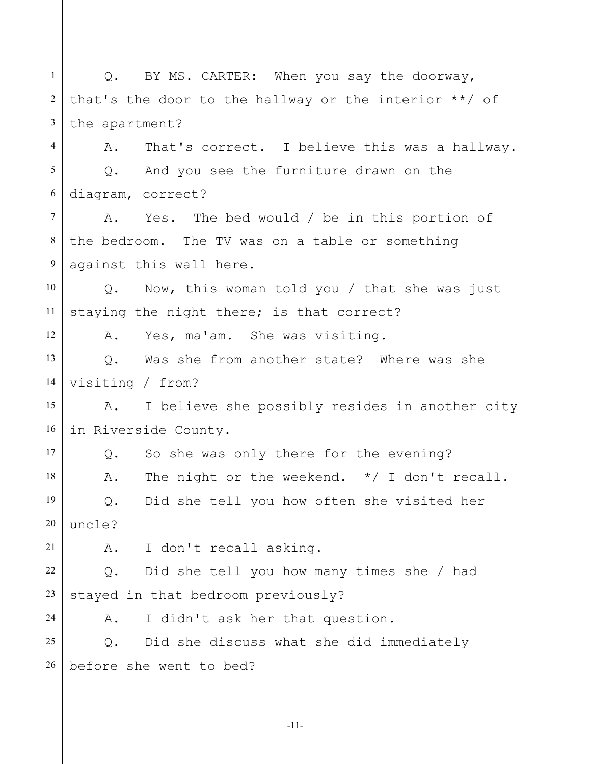Q. BY MS. CARTER: When you say the doorway, that's the door to the hallway or the interior **/ of the apartment?

A. That's correct. I believe this was a hallway.

Q. And you see the furniture drawn on the diagram, correct?

A. Yes. The bed would / be in this portion of the bedroom. The TV was on a table or something against this wall here.

Q. Now, this woman told you / that she was just staying the night there; is that correct?

A. Yes, ma'am. She was visiting.

Q. Was she from another state? Where was she visiting / from?

A. I believe she possibly resides in another city in Riverside County.

Q. So she was only there for the evening?

A. The night or the weekend. */ I don't recall.

Q. Did she tell you how often she visited her uncle?

A. I don't recall asking.

Q. Did she tell you how many times she / had stayed in that bedroom previously?

A. I didn't ask her that question.

Q. Did she discuss what she did immediately before she went to bed?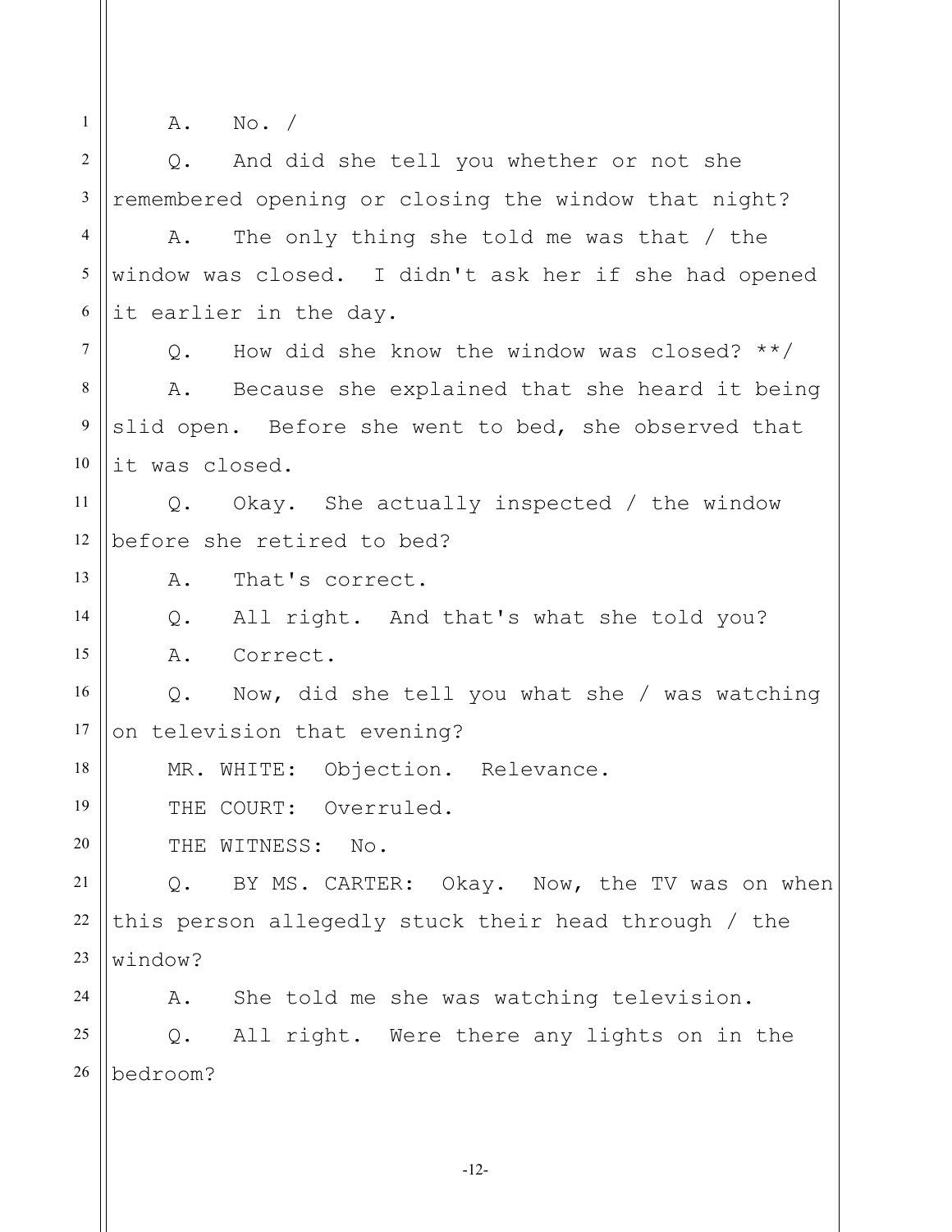A. No. /

Q. And did she tell you whether or not she remembered opening or closing the window that night?

A. The only thing she told me was that / the window was closed. I didn't ask her if she had opened it earlier in the day.

Q. How did she know the window was closed? **/

A. Because she explained that she heard it being slid open. Before she went to bed, she observed that it was closed.

Q. Okay. She actually inspected / the window before she retired to bed?

A. That's correct.

Q. All right. And that's what she told you?

A. Correct.

Q. Now, did she tell you what she / was watching on television that evening?

MR. WHITE: Objection. Relevance.

THE COURT: Overruled.

THE WITNESS: No.

Q. BY MS. CARTER: Okay. Now, the TV was on when this person allegedly stuck their head through / the window?

A. She told me she was watching television.

Q. All right. Were there any lights on in the bedroom?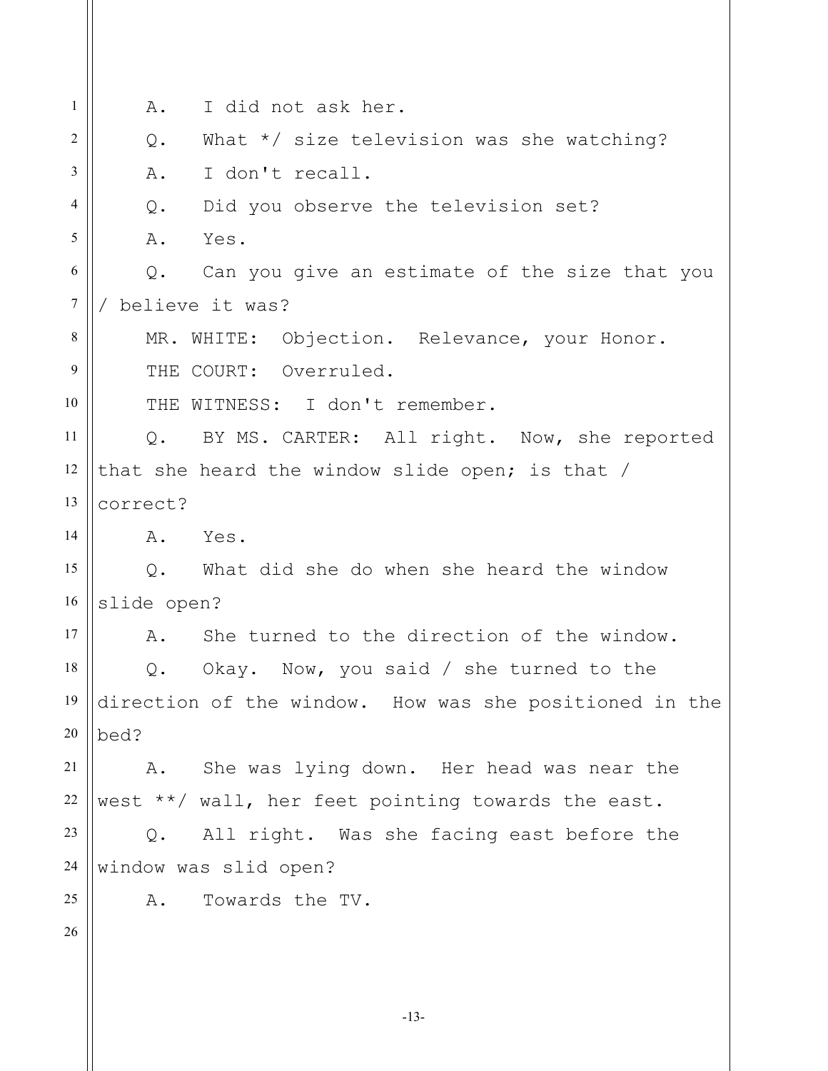A. I did not ask her.

Q. What */ size television was she watching?

A. I don't recall.

Q. Did you observe the television set?

A. Yes.

Q. Can you give an estimate of the size that you / believe it was?

MR. WHITE: Objection. Relevance, your Honor.

THE COURT: Overruled.

THE WITNESS: I don't remember.

Q. BY MS. CARTER: All right. Now, she reported that she heard the window slide open; is that / correct?

A. Yes.

Q. What did she do when she heard the window slide open?

A. She turned to the direction of the window.

Q. Okay. Now, you said / she turned to the direction of the window. How was she positioned in the bed?

A. She was lying down. Her head was near the west **/ wall, her feet pointing towards the east.

Q. All right. Was she facing east before the window was slid open?

A. Towards the TV.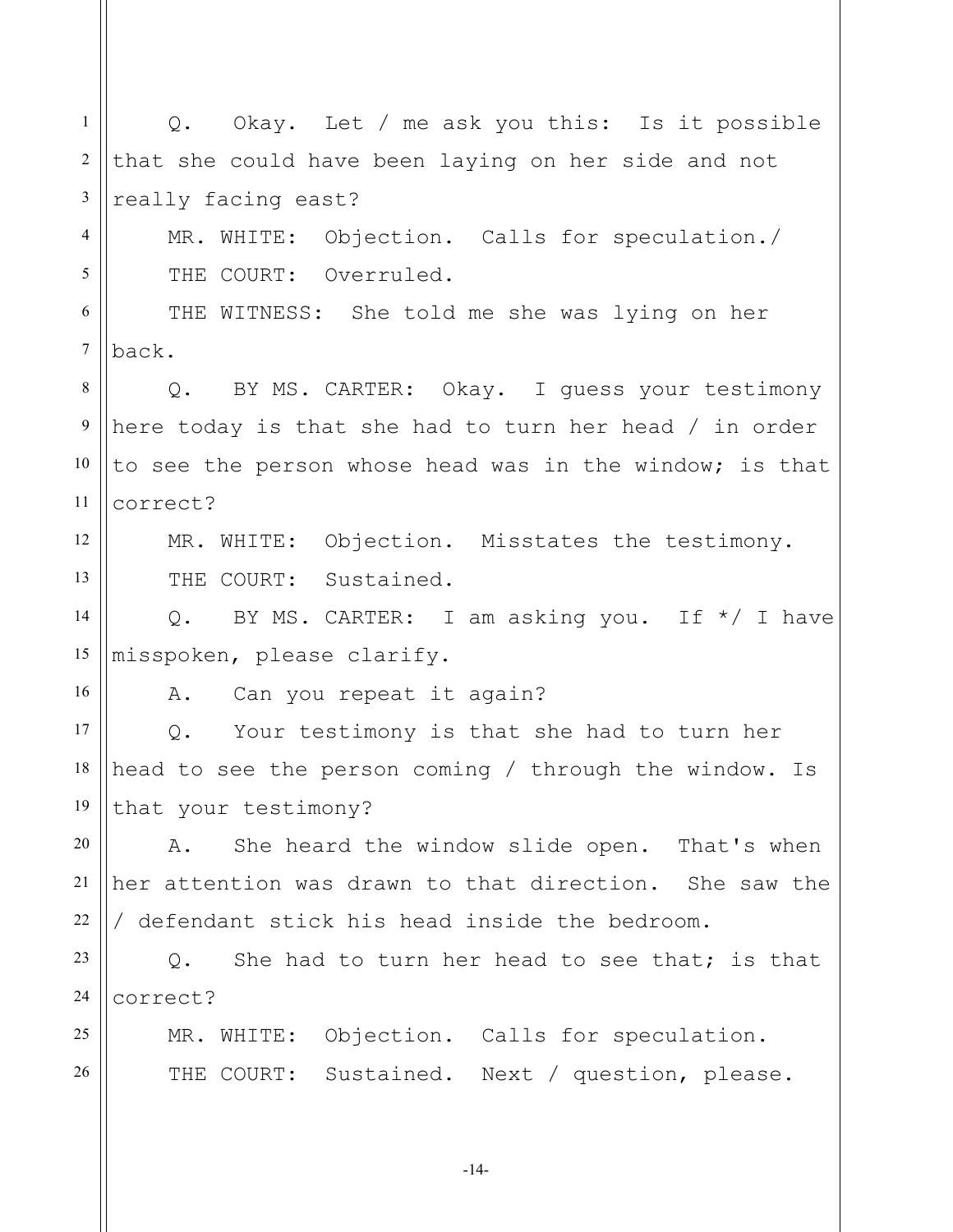Q. Okay. Let / me ask you this: Is it possible that she could have been laying on her side and not really facing east?

MR. WHITE: Objection. Calls for speculation./

THE COURT: Overruled.

THE WITNESS: She told me she was lying on her back.

Q. BY MS. CARTER: Okay. I guess your testimony here today is that she had to turn her head / in order to see the person whose head was in the window; is that correct?

MR. WHITE: Objection. Misstates the testimony.

THE COURT: Sustained.

Q. BY MS. CARTER: I am asking you. If */ I have misspoken, please clarify.

A. Can you repeat it again?

Q. Your testimony is that she had to turn her head to see the person coming / through the window. Is that your testimony?

A. She heard the window slide open. That's when her attention was drawn to that direction. She saw the / defendant stick his head inside the bedroom.

Q. She had to turn her head to see that; is that correct?

MR. WHITE: Objection. Calls for speculation.

THE COURT: Sustained. Next / question, please.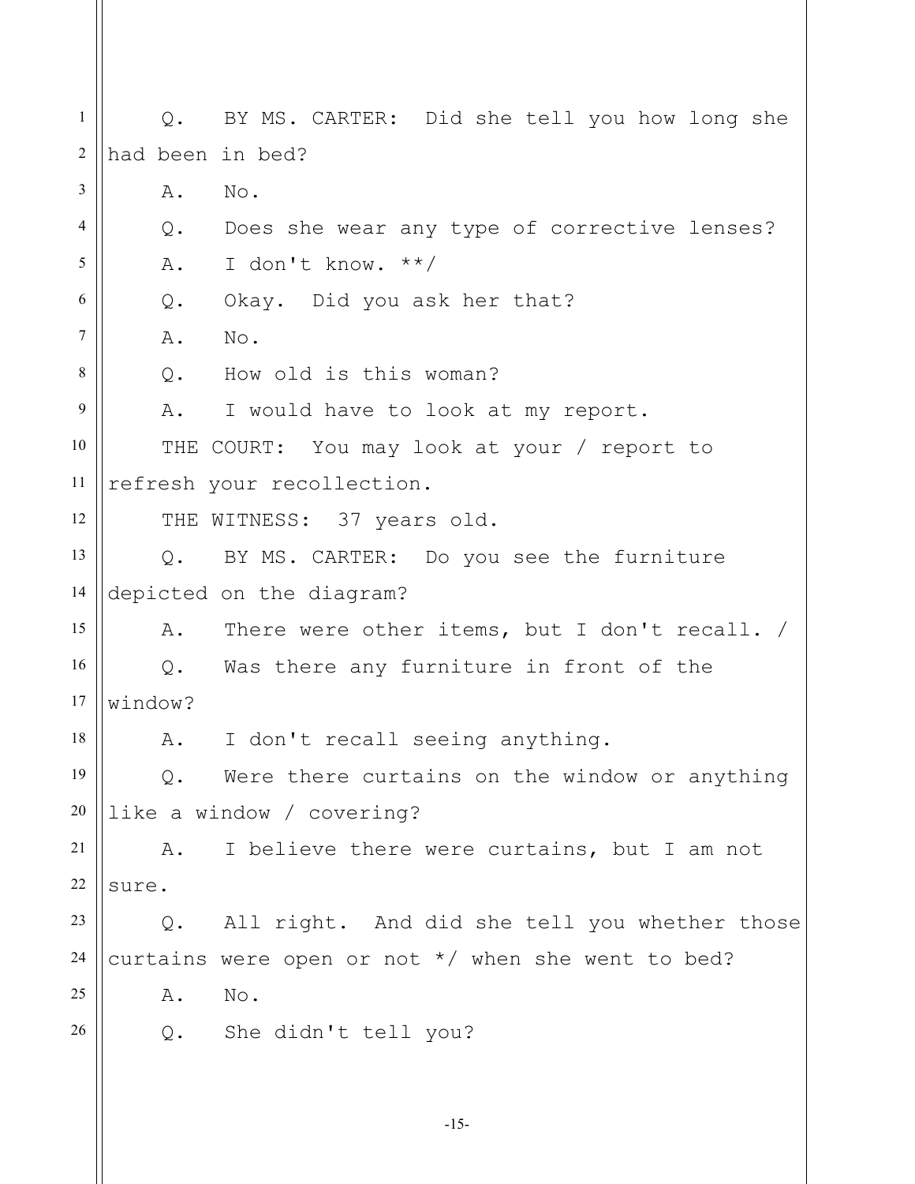Q. BY MS. CARTER: Did she tell you how long she had been in bed?

A. No.

Q. Does she wear any type of corrective lenses?

A. I don't know. **/

Q. Okay. Did you ask her that?

A. No.

Q. How old is this woman?

A. I would have to look at my report.

THE COURT: You may look at your / report to refresh your recollection.

THE WITNESS: 37 years old.

Q. BY MS. CARTER: Do you see the furniture depicted on the diagram?

A. There were other items, but I don't recall. /

Q. Was there any furniture in front of the window?

A. I don't recall seeing anything.

Q. Were there curtains on the window or anything like a window / covering?

A. I believe there were curtains, but I am not sure.

Q. All right. And did she tell you whether those curtains were open or not */ when she went to bed?

A. No.

Q. She didn't tell you?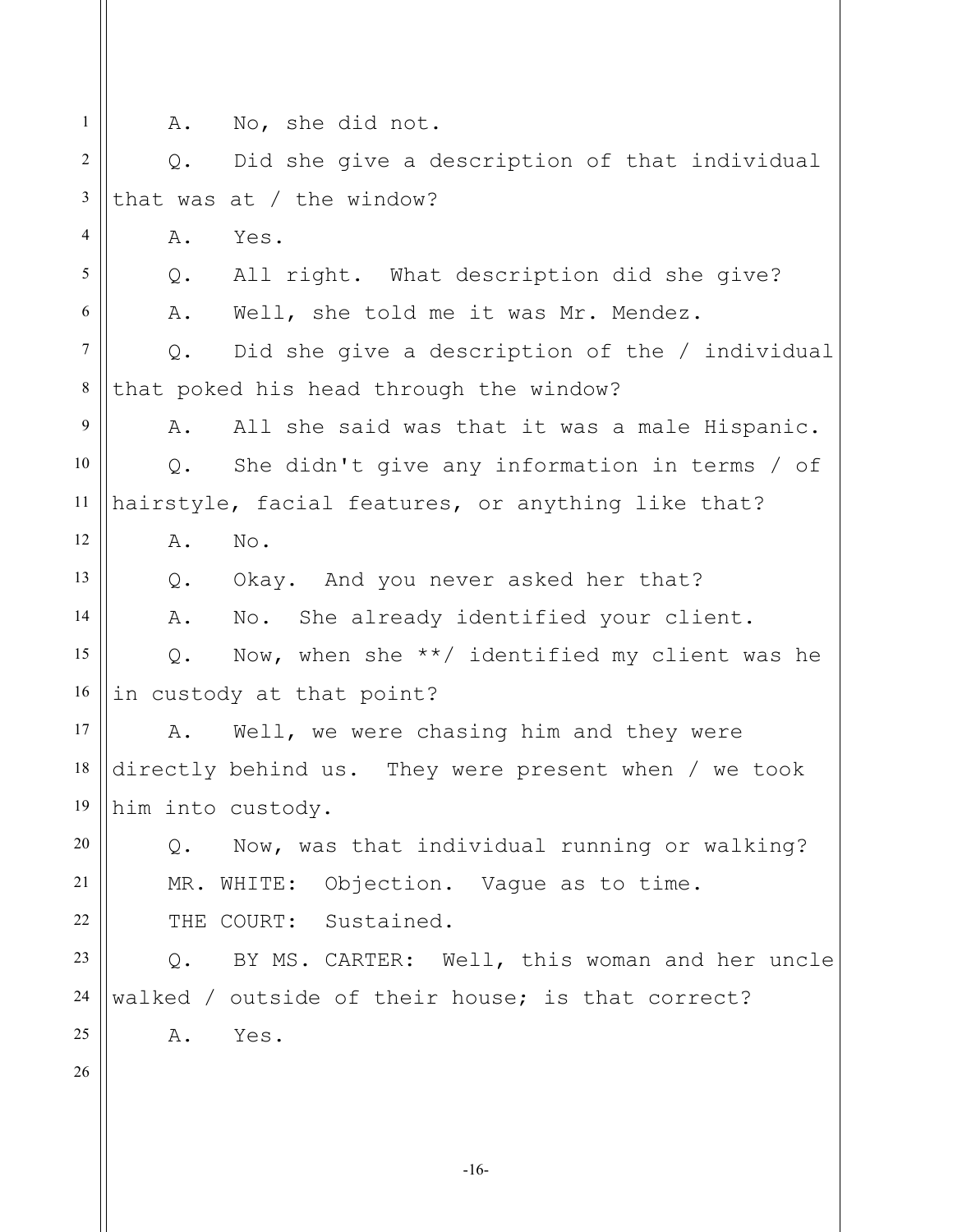A. No, she did not.

Q. Did she give a description of that individual that was at / the window?

A. Yes.

Q. All right. What description did she give?

A. Well, she told me it was Mr. Mendez.

Q. Did she give a description of the / individual that poked his head through the window?

A. All she said was that it was a male Hispanic.

Q. She didn't give any information in terms / of hairstyle, facial features, or anything like that?

A. No.

Q. Okay. And you never asked her that?

A. No. She already identified your client.

Q. Now, when she **/ identified my client was he in custody at that point?

A. Well, we were chasing him and they were directly behind us. They were present when / we took him into custody.

Q. Now, was that individual running or walking?

MR. WHITE: Objection. Vague as to time.

THE COURT: Sustained.

Q. BY MS. CARTER: Well, this woman and her uncle walked / outside of their house; is that correct?

A. Yes.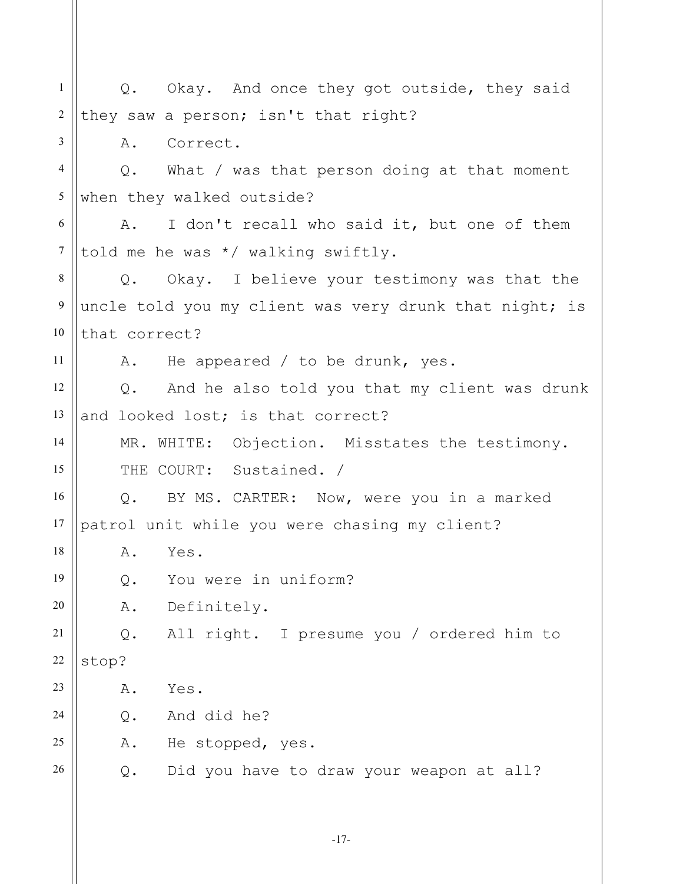Q. Okay. And once they got outside, they said they saw a person; isn't that right?

A. Correct.

Q. What / was that person doing at that moment when they walked outside?

A. I don't recall who said it, but one of them told me he was */ walking swiftly.

Q. Okay. I believe your testimony was that the uncle told you my client was very drunk that night; is that correct?

A. He appeared / to be drunk, yes.

Q. And he also told you that my client was drunk and looked lost; is that correct?

MR. WHITE: Objection. Misstates the testimony.

THE COURT: Sustained. /

Q. BY MS. CARTER: Now, were you in a marked patrol unit while you were chasing my client?

A. Yes.

Q. You were in uniform?

A. Definitely.

Q. All right. I presume you / ordered him to stop?

A. Yes.

Q. And did he?

A. He stopped, yes.

Q. Did you have to draw your weapon at all?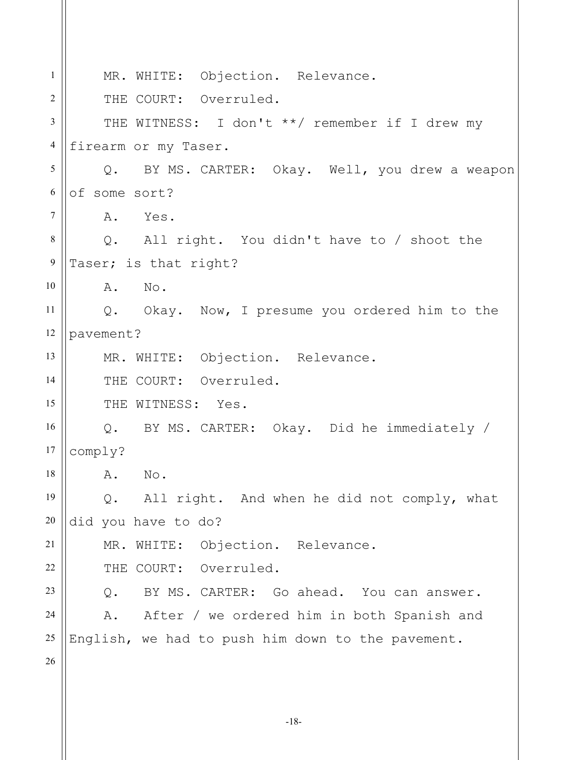MR. WHITE: Objection. Relevance.

THE COURT: Overruled.

THE WITNESS: I don't **/ remember if I drew my firearm or my Taser.

Q. BY MS. CARTER: Okay. Well, you drew a weapon of some sort?

A. Yes.

Q. All right. You didn't have to / shoot the Taser; is that right?

A. No.

Q. Okay. Now, I presume you ordered him to the pavement?

MR. WHITE: Objection. Relevance.

THE COURT: Overruled.

THE WITNESS: Yes.

Q. BY MS. CARTER: Okay. Did he immediately / comply?

A. No.

Q. All right. And when he did not comply, what did you have to do?

MR. WHITE: Objection. Relevance.

THE COURT: Overruled.

Q. BY MS. CARTER: Go ahead. You can answer.

A. After / we ordered him in both Spanish and English, we had to push him down to the pavement.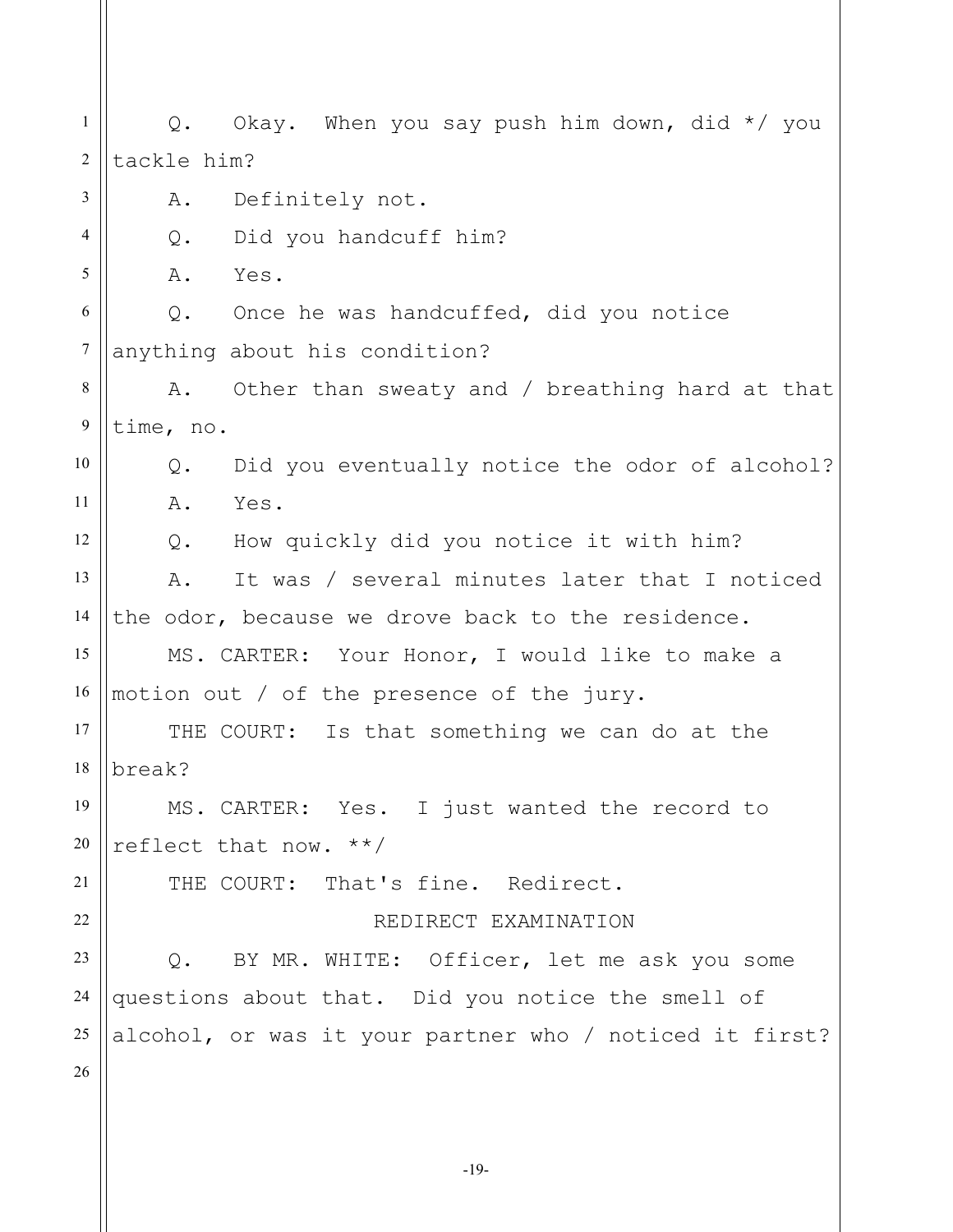Q. Okay. When you say push him down, did */ you tackle him?

A. Definitely not.

Q. Did you handcuff him?

A. Yes.

Q. Once he was handcuffed, did you notice anything about his condition?

A. Other than sweaty and / breathing hard at that time, no.

Q. Did you eventually notice the odor of alcohol?

A. Yes.

Q. How quickly did you notice it with him?

A. It was / several minutes later that I noticed the odor, because we drove back to the residence.

MS. CARTER: Your Honor, I would like to make a motion out / of the presence of the jury.

THE COURT: Is that something we can do at the break?

MS. CARTER: Yes. I just wanted the record to reflect that now. **/

THE COURT: That's fine. Redirect.

REDIRECT EXAMINATION

Q. BY MR. WHITE: Officer, let me ask you some questions about that. Did you notice the smell of alcohol, or was it your partner who / noticed it first?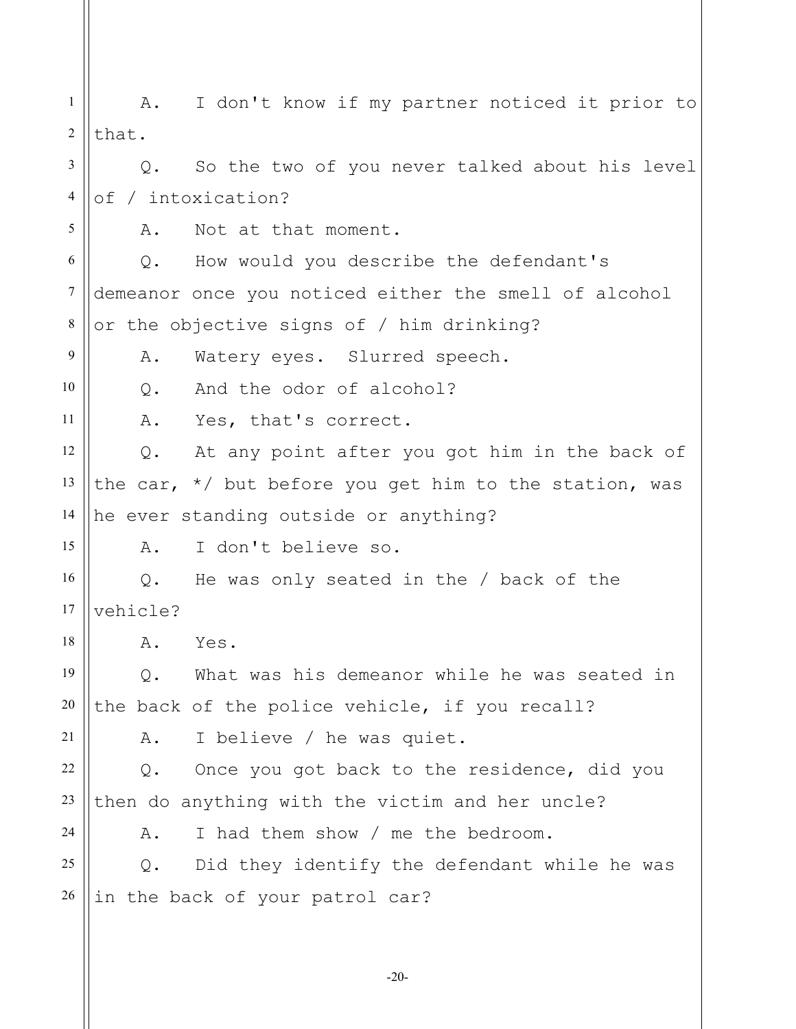A. I don't know if my partner noticed it prior to that.

Q. So the two of you never talked about his level of / intoxication?

A. Not at that moment.

Q. How would you describe the defendant's demeanor once you noticed either the smell of alcohol or the objective signs of / him drinking?

A. Watery eyes. Slurred speech.

Q. And the odor of alcohol?

A. Yes, that's correct.

Q. At any point after you got him in the back of the car, */ but before you get him to the station, was he ever standing outside or anything?

A. I don't believe so.

Q. He was only seated in the / back of the vehicle?

A. Yes.

Q. What was his demeanor while he was seated in the back of the police vehicle, if you recall?

A. I believe / he was quiet.

Q. Once you got back to the residence, did you then do anything with the victim and her uncle?

A. I had them show / me the bedroom.

Q. Did they identify the defendant while he was in the back of your patrol car?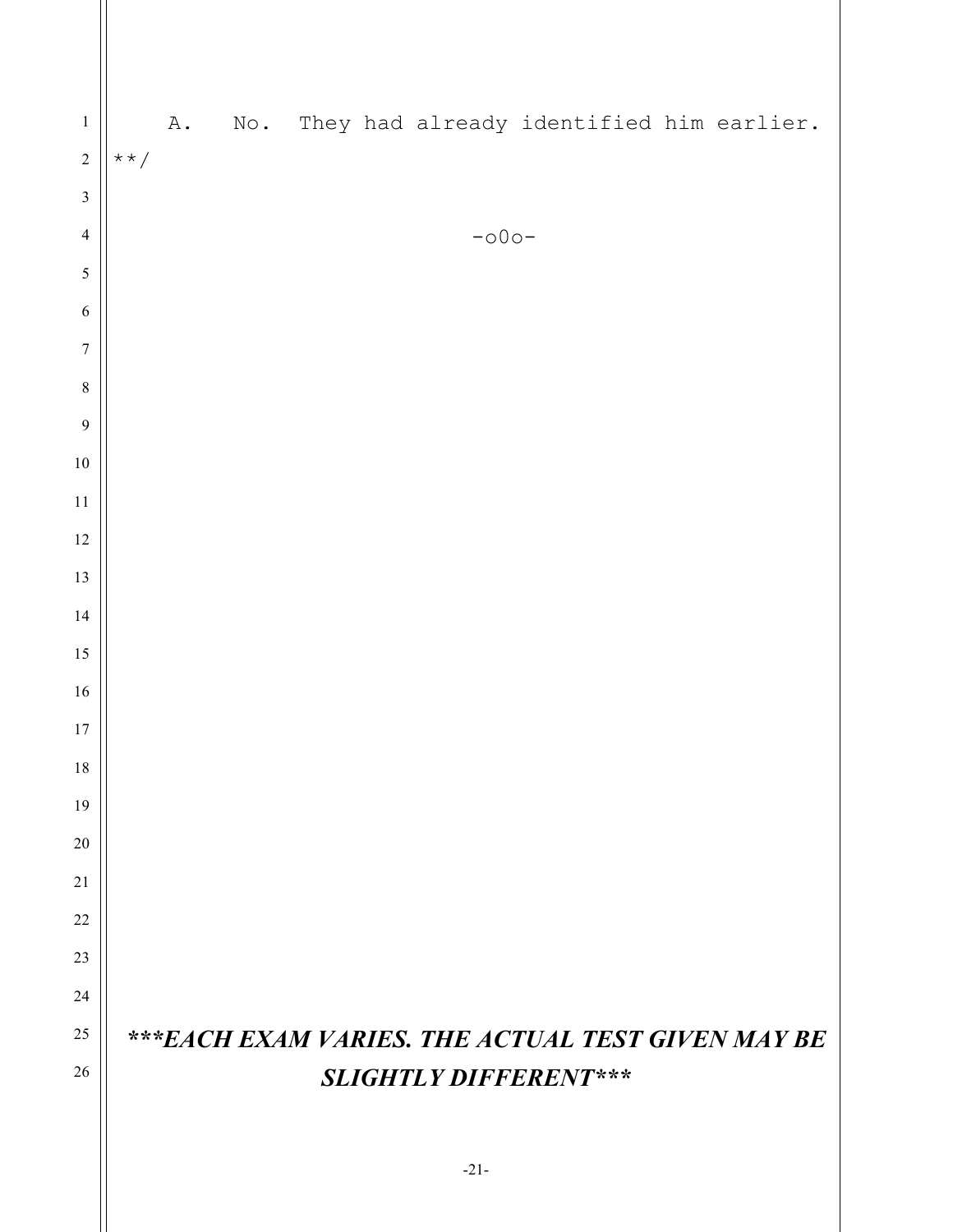A. No. They had already identified him earlier.

**/

-o0o-

***EACH EXAM VARIES. THE ACTUAL TEST GIVEN MAY BE SLIGHTLY DIFFERENT***